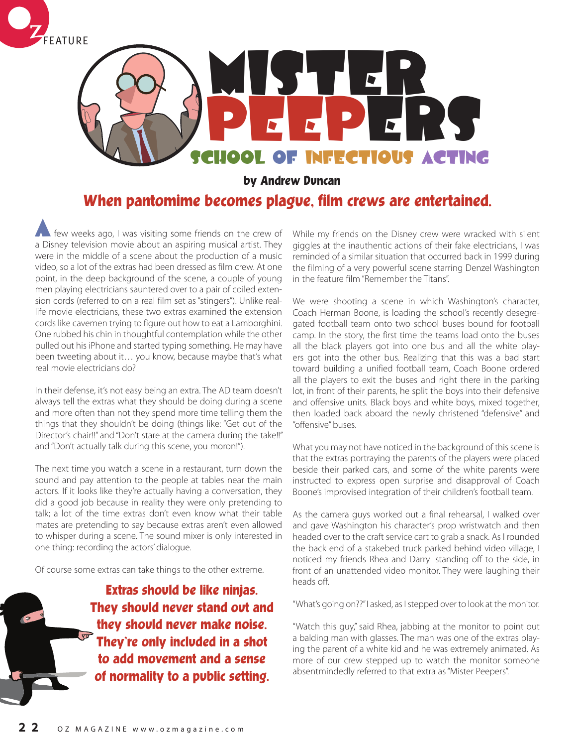# Mister Peepers

## School of Infectious Acting

**by Andrew Duncan**

## When pantomime becomes plague, film crews are entertained.

A few weeks ago, I was visiting some friends on the crew of a Disney television movie about an aspiring musical artist. They were in the middle of a scene about the production of a music video, so a lot of the extras had been dressed as film crew. At one point, in the deep background of the scene, a couple of young men playing electricians sauntered over to a pair of coiled extension cords (referred to on a real film set as "stingers"). Unlike real-life movie electricians, these two extras examined the extension cords like cavemen trying to figure out how to eat a Lamborghini. One rubbed his chin in thoughtful contemplation while the other pulled out his iPhone and started typing something. He may have been tweeting about it… you know, because maybe that's what real movie electricians do?

In their defense, it's not easy being an extra. The AD team doesn't always tell the extras what they should be doing during a scene and more often than not they spend more time telling them the things that they shouldn't be doing (things like: "Get out of the Director's chair!!" and "Don't stare at the camera during the take!!" and "Don't actually talk during this scene, you moron!").

The next time you watch a scene in a restaurant, turn down the sound and pay attention to the people at tables near the main actors. If it looks like they're actually having a conversation, they did a good job because in reality they were only pretending to talk; a lot of the time extras don't even know what their table mates are pretending to say because extras aren't even allowed to whisper during a scene. The sound mixer is only interested in one thing: recording the actors' dialogue.

Of course some extras can take things to the other extreme.

**Extras should be like ninjas. They should never stand out and they should never make noise. They're only included in a shot to add movement and a sense of normality to a public setting.**

While my friends on the Disney crew were wracked with silent giggles at the inauthentic actions of their fake electricians, I was reminded of a similar situation that occurred back in 1999 during the filming of a very powerful scene starring Denzel Washington in the feature film "Remember the Titans".

We were shooting a scene in which Washington's character, Coach Herman Boone, is loading the school's recently desegregated football team onto two school buses bound for football camp. In the story, the first time the teams load onto the buses all the black players got into one bus and all the white players got into the other bus. Realizing that this was a bad start toward building a unified football team, Coach Boone ordered all the players to exit the buses and right there in the parking lot, in front of their parents, he split the boys into their defensive and offensive units. Black boys and white boys, mixed together, then loaded back aboard the newly christened "defensive" and "offensive" buses.

What you may not have noticed in the background of this scene is that the extras portraying the parents of the players were placed beside their parked cars, and some of the white parents were instructed to express open surprise and disapproval of Coach Boone's improvised integration of their children's football team.

As the camera guys worked out a final rehearsal, I walked over and gave Washington his character's prop wristwatch and then headed over to the craft service cart to grab a snack. As I rounded the back end of a stakebed truck parked behind video village, I noticed my friends Rhea and Darryl standing off to the side, in front of an unattended video monitor. They were laughing their heads off.

"What's going on??" I asked, as I stepped over to look at the monitor.

"Watch this guy," said Rhea, jabbing at the monitor to point out a balding man with glasses. The man was one of the extras playing the parent of a white kid and he was extremely animated. As more of our crew stepped up to watch the monitor someone absentmindedly referred to that extra as "Mister Peepers".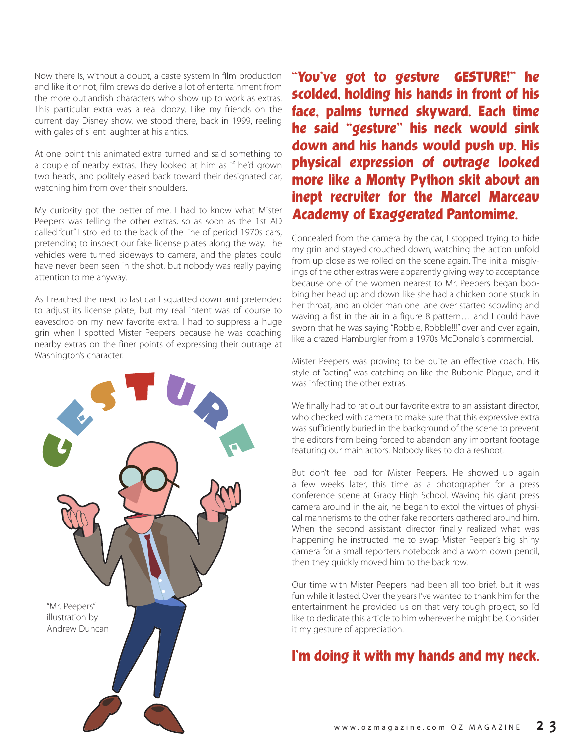Now there is, without a doubt, a caste system in film production and like it or not, film crews do derive a lot of entertainment from the more outlandish characters who show up to work as extras. This particular extra was a real doozy. Like my friends on the current day Disney show, we stood there, back in 1999, reeling with gales of silent laughter at his antics.

At one point this animated extra turned and said something to a couple of nearby extras. They looked at him as if he'd grown two heads, and politely eased back toward their designated car, watching him from over their shoulders.

My curiosity got the better of me. I had to know what Mister Peepers was telling the other extras, so as soon as the 1st AD called "cut" I strolled to the back of the line of period 1970s cars, pretending to inspect our fake license plates along the way. The vehicles were turned sideways to camera, and the plates could have never been seen in the shot, but nobody was really paying attention to me anyway.

As I reached the next to last car I squatted down and pretended to adjust its license plate, but my real intent was of course to eavesdrop on my new favorite extra. I had to suppress a huge grin when I spotted Mister Peepers because he was coaching nearby extras on the finer points of expressing their outrage at Washington's character.

GESTURE

"Mr. Peepers" illustration by Andrew Duncan

**"You've got to gesture GESTURE!" he scolded, holding his hands in front of his face, palms turned skyward. Each time he said "gesture" his neck would sink down and his hands would push up. His physical expression of outrage looked more like a Monty Python skit about an inept recruiter for the Marcel Marceau Academy of Exaggerated Pantomime.**

Concealed from the camera by the car, I stopped trying to hide my grin and stayed crouched down, watching the action unfold from up close as we rolled on the scene again. The initial misgivings of the other extras were apparently giving way to acceptance because one of the women nearest to Mr. Peepers began bobbing her head up and down like she had a chicken bone stuck in her throat, and an older man one lane over started scowling and waving a fist in the air in a figure 8 pattern… and I could have sworn that he was saying "Robble, Robble!!!" over and over again, like a crazed Hamburgler from a 1970s McDonald's commercial.

Mister Peepers was proving to be quite an effective coach. His style of "acting" was catching on like the Bubonic Plague, and it was infecting the other extras.

We finally had to rat out our favorite extra to an assistant director, who checked with camera to make sure that this expressive extra was sufficiently buried in the background of the scene to prevent the editors from being forced to abandon any important footage featuring our main actors. Nobody likes to do a reshoot.

But don't feel bad for Mister Peepers. He showed up again a few weeks later, this time as a photographer for a press conference scene at Grady High School. Waving his giant press camera around in the air, he began to extol the virtues of physical mannerisms to the other fake reporters gathered around him. When the second assistant director finally realized what was happening he instructed me to swap Mister Peeper's big shiny camera for a small reporters notebook and a worn down pencil, then they quickly moved him to the back row.

Our time with Mister Peepers had been all too brief, but it was fun while it lasted. Over the years I've wanted to thank him for the entertainment he provided us on that very tough project, so I'd like to dedicate this article to him wherever he might be. Consider it my gesture of appreciation.

**I'm doing it with my hands and my neck.**